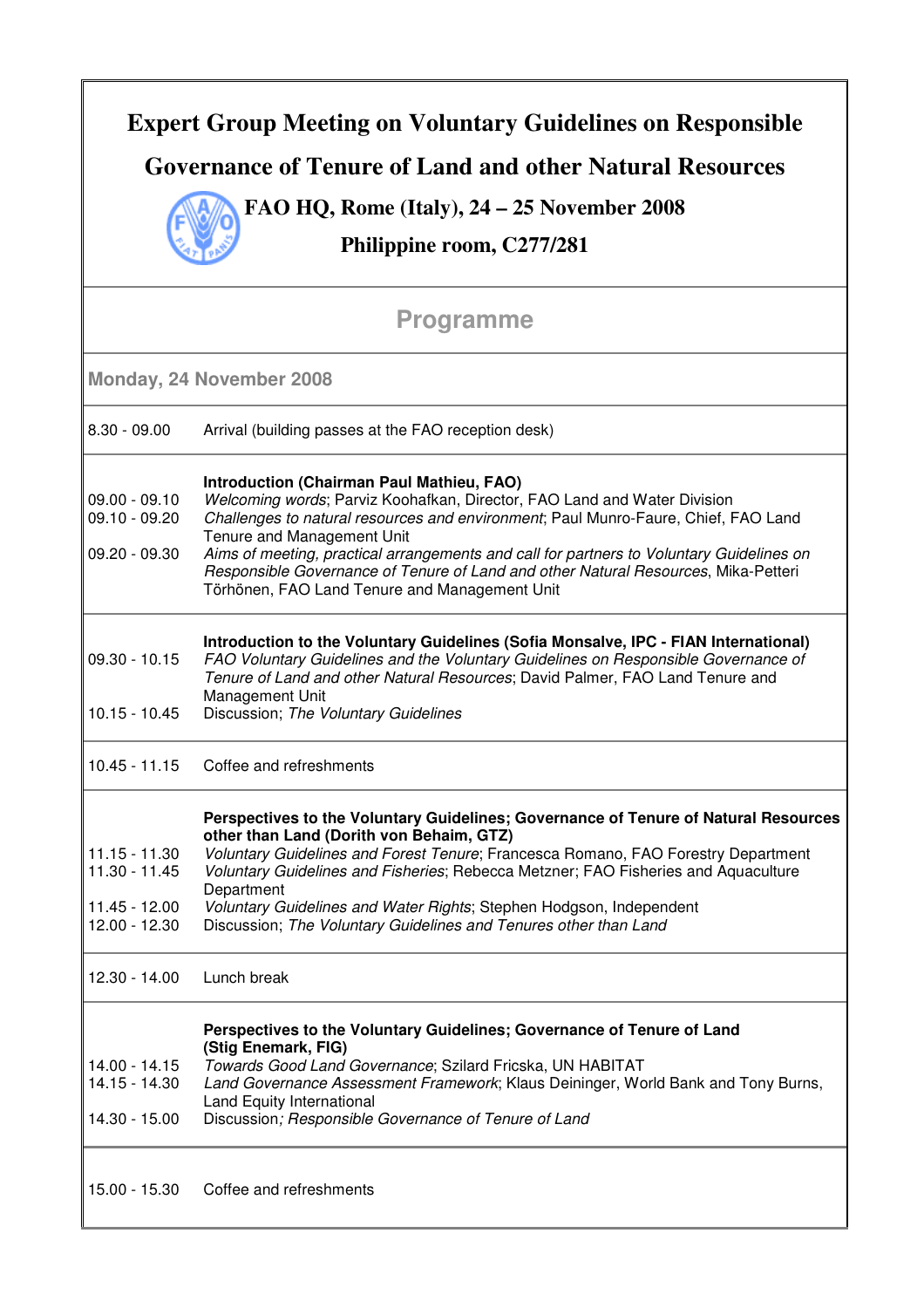# Expert Group Meeting on Voluntary Guidelines on Responsible Governance of Tenure of Land and other Natural Resources

**FAO HQ, Rome (Italy), 24 – 25 November 2008**

**Philippine room, C277/281**

## Programme

### Monday, 24 November 2008

| | |
|---|---|
| 8.30 - 09.00 | Arrival (building passes at the FAO reception desk) |
| | **Introduction (Chairman Paul Mathieu, FAO)** |
| 09.00 - 09.10 | *Welcoming words*; Parviz Koohafkan, Director, FAO Land and Water Division |
| 09.10 - 09.20 | *Challenges to natural resources and environment*; Paul Munro-Faure, Chief, FAO Land Tenure and Management Unit |
| 09.20 - 09.30 | *Aims of meeting, practical arrangements and call for partners to Voluntary Guidelines on Responsible Governance of Tenure of Land and other Natural Resources*, Mika-Petteri Törhönen, FAO Land Tenure and Management Unit |
| | **Introduction to the Voluntary Guidelines (Sofia Monsalve, IPC - FIAN International)** |
| 09.30 - 10.15 | *FAO Voluntary Guidelines and the Voluntary Guidelines on Responsible Governance of Tenure of Land and other Natural Resources*; David Palmer, FAO Land Tenure and Management Unit |
| 10.15 - 10.45 | Discussion; *The Voluntary Guidelines* |
| 10.45 - 11.15 | Coffee and refreshments |
| | **Perspectives to the Voluntary Guidelines; Governance of Tenure of Natural Resources other than Land (Dorith von Behaim, GTZ)** |
| 11.15 - 11.30 | *Voluntary Guidelines and Forest Tenure*; Francesca Romano, FAO Forestry Department |
| 11.30 - 11.45 | *Voluntary Guidelines and Fisheries*; Rebecca Metzner; FAO Fisheries and Aquaculture Department |
| 11.45 - 12.00 | *Voluntary Guidelines and Water Rights*; Stephen Hodgson, Independent |
| 12.00 - 12.30 | Discussion; *The Voluntary Guidelines and Tenures other than Land* |
| 12.30 - 14.00 | Lunch break |
| | **Perspectives to the Voluntary Guidelines; Governance of Tenure of Land (Stig Enemark, FIG)** |
| 14.00 - 14.15 | *Towards Good Land Governance*; Szilard Fricska, UN HABITAT |
| 14.15 - 14.30 | *Land Governance Assessment Framework*; Klaus Deininger, World Bank and Tony Burns, Land Equity International |
| 14.30 - 15.00 | Discussion*; Responsible Governance of Tenure of Land* |
| 15.00 - 15.30 | Coffee and refreshments |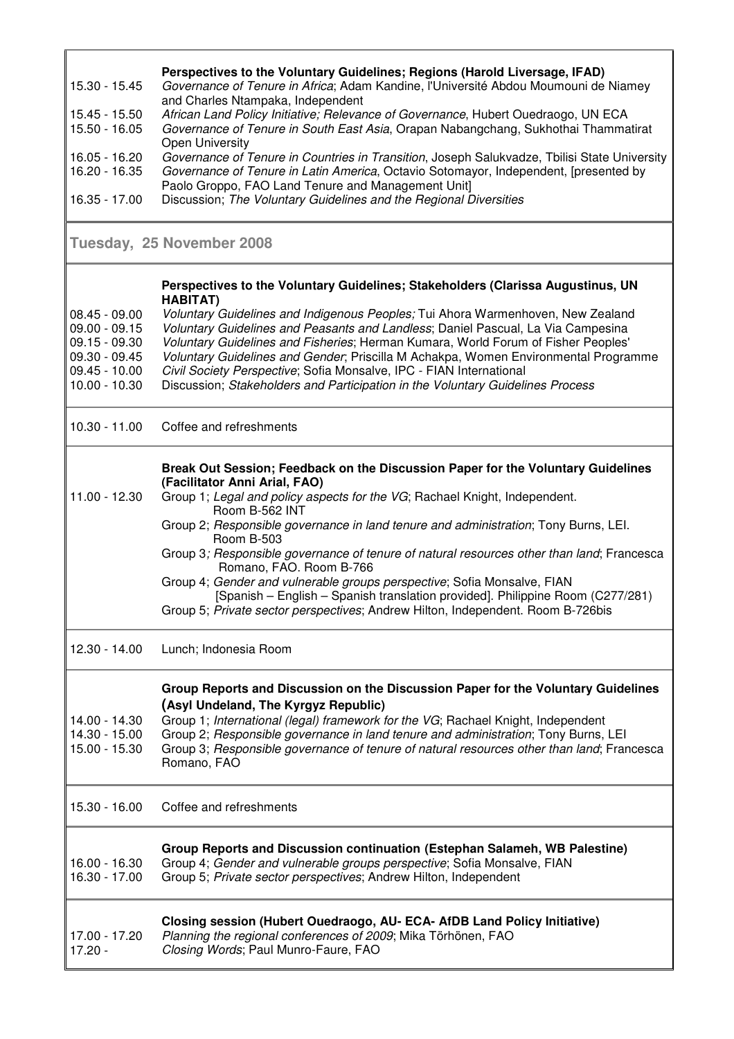| | |
|---|---|
| | **Perspectives to the Voluntary Guidelines; Regions (Harold Liversage, IFAD)** |
| 15.30 - 15.45 | *Governance of Tenure in Africa*; Adam Kandine, l'Université Abdou Moumouni de Niamey and Charles Ntampaka, Independent |
| 15.45 - 15.50 | *African Land Policy Initiative; Relevance of Governance*, Hubert Ouedraogo, UN ECA |
| 15.50 - 16.05 | *Governance of Tenure in South East Asia*, Orapan Nabangchang, Sukhothai Thammatirat Open University |
| 16.05 - 16.20 | *Governance of Tenure in Countries in Transition*, Joseph Salukvadze, Tbilisi State University |
| 16.20 - 16.35 | *Governance of Tenure in Latin America*, Octavio Sotomayor, Independent, [presented by Paolo Groppo, FAO Land Tenure and Management Unit] |
| 16.35 - 17.00 | Discussion; *The Voluntary Guidelines and the Regional Diversities* |

## Tuesday, 25 November 2008

| | |
|---|---|
| | **Perspectives to the Voluntary Guidelines; Stakeholders (Clarissa Augustinus, UN HABITAT)** |
| 08.45 - 09.00 | *Voluntary Guidelines and Indigenous Peoples;* Tui Ahora Warmenhoven, New Zealand |
| 09.00 - 09.15 | *Voluntary Guidelines and Peasants and Landless*; Daniel Pascual, La Via Campesina |
| 09.15 - 09.30 | *Voluntary Guidelines and Fisheries*; Herman Kumara, World Forum of Fisher Peoples' |
| 09.30 - 09.45 | *Voluntary Guidelines and Gender*; Priscilla M Achakpa, Women Environmental Programme |
| 09.45 - 10.00 | *Civil Society Perspective*; Sofia Monsalve, IPC - FIAN International |
| 10.00 - 10.30 | Discussion; *Stakeholders and Participation in the Voluntary Guidelines Process* |
| 10.30 - 11.00 | Coffee and refreshments |
| | **Break Out Session; Feedback on the Discussion Paper for the Voluntary Guidelines (Facilitator Anni Arial, FAO)** |
| 11.00 - 12.30 | Group 1; *Legal and policy aspects for the VG*; Rachael Knight, Independent. Room B-562 INT |
| | Group 2; *Responsible governance in land tenure and administration*; Tony Burns, LEI. Room B-503 |
| | Group 3*; Responsible governance of tenure of natural resources other than land*; Francesca Romano, FAO. Room B-766 |
| | Group 4; *Gender and vulnerable groups perspective*; Sofia Monsalve, FIAN [Spanish – English – Spanish translation provided]. Philippine Room (C277/281) |
| | Group 5; *Private sector perspectives*; Andrew Hilton, Independent. Room B-726bis |
| 12.30 - 14.00 | Lunch; Indonesia Room |
| | **Group Reports and Discussion on the Discussion Paper for the Voluntary Guidelines (Asyl Undeland, The Kyrgyz Republic)** |
| 14.00 - 14.30 | Group 1; *International (legal) framework for the VG*; Rachael Knight, Independent |
| 14.30 - 15.00 | Group 2; *Responsible governance in land tenure and administration*; Tony Burns, LEI |
| 15.00 - 15.30 | Group 3; *Responsible governance of tenure of natural resources other than land*; Francesca Romano, FAO |
| 15.30 - 16.00 | Coffee and refreshments |
| | **Group Reports and Discussion continuation (Estephan Salameh, WB Palestine)** |
| 16.00 - 16.30 | Group 4; *Gender and vulnerable groups perspective*; Sofia Monsalve, FIAN |
| 16.30 - 17.00 | Group 5; *Private sector perspectives*; Andrew Hilton, Independent |
| | **Closing session (Hubert Ouedraogo, AU- ECA- AfDB Land Policy Initiative)** |
| 17.00 - 17.20 | *Planning the regional conferences of 2009*; Mika Törhönen, FAO |
| 17.20 - | *Closing Words*; Paul Munro-Faure, FAO |